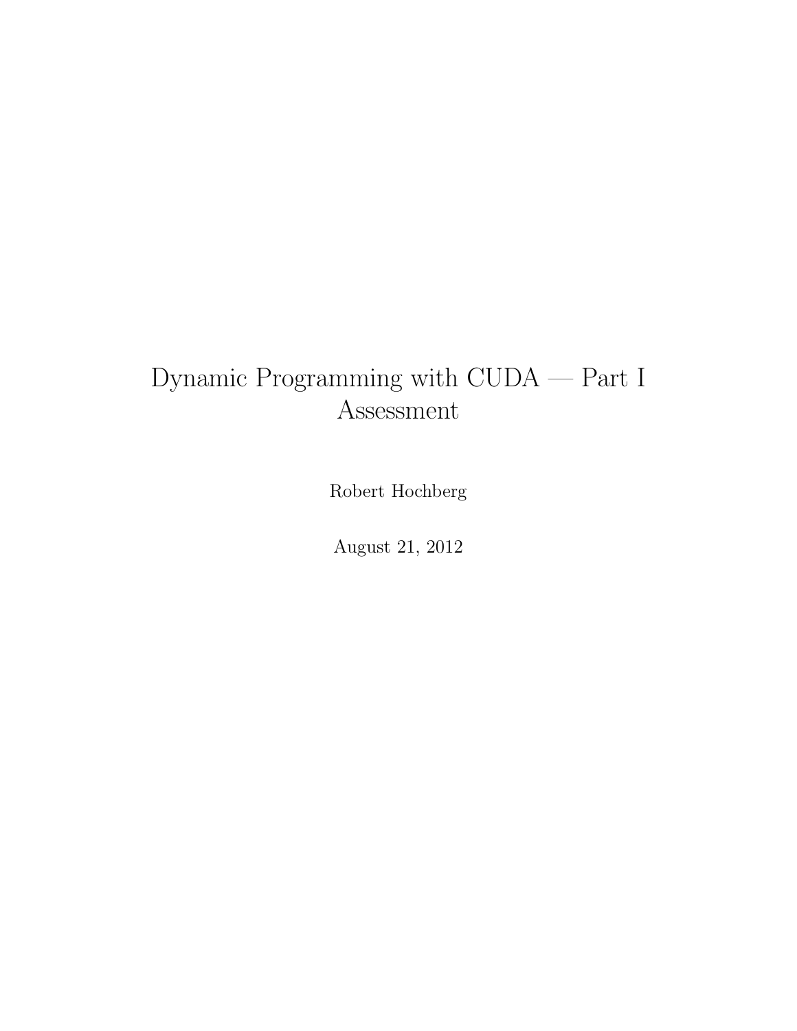# Dynamic Programming with CUDA — Part I Assessment

Robert Hochberg

August 21, 2012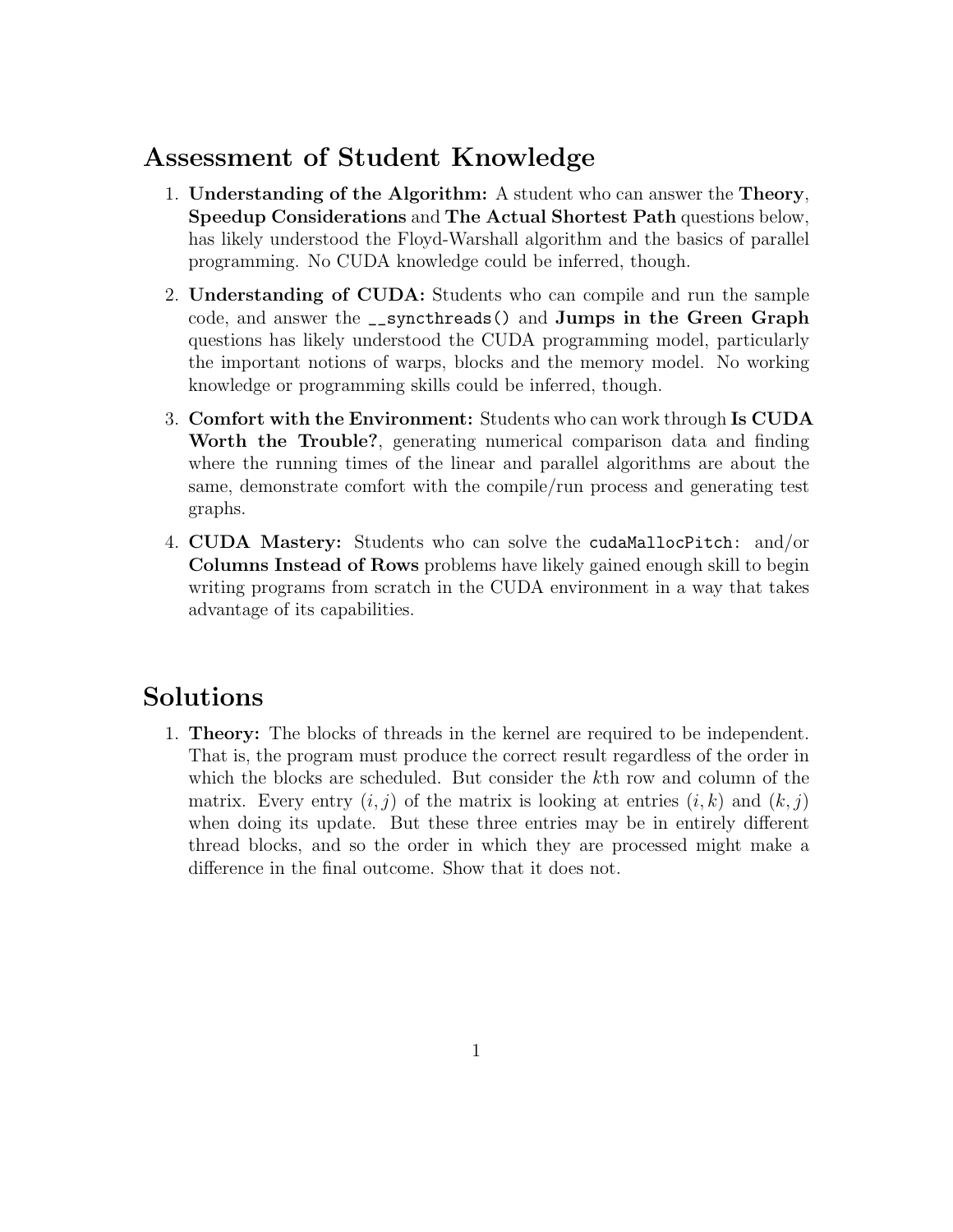## Assessment of Student Knowledge

1. **Understanding of the Algorithm:** A student who can answer the **Theory**, **Speedup Considerations** and **The Actual Shortest Path** questions below, has likely understood the Floyd-Warshall algorithm and the basics of parallel programming. No CUDA knowledge could be inferred, though.

2. **Understanding of CUDA:** Students who can compile and run the sample code, and answer the `__syncthreads()` and **Jumps in the Green Graph** questions has likely understood the CUDA programming model, particularly the important notions of warps, blocks and the memory model. No working knowledge or programming skills could be inferred, though.

3. **Comfort with the Environment:** Students who can work through **Is CUDA Worth the Trouble?**, generating numerical comparison data and finding where the running times of the linear and parallel algorithms are about the same, demonstrate comfort with the compile/run process and generating test graphs.

4. **CUDA Mastery:** Students who can solve the `cudaMallocPitch:` and/or **Columns Instead of Rows** problems have likely gained enough skill to begin writing programs from scratch in the CUDA environment in a way that takes advantage of its capabilities.

## Solutions

1. **Theory:** The blocks of threads in the kernel are required to be independent. That is, the program must produce the correct result regardless of the order in which the blocks are scheduled. But consider the $k$th row and column of the matrix. Every entry $(i, j)$ of the matrix is looking at entries $(i, k)$ and $(k, j)$ when doing its update. But these three entries may be in entirely different thread blocks, and so the order in which they are processed might make a difference in the final outcome. Show that it does not.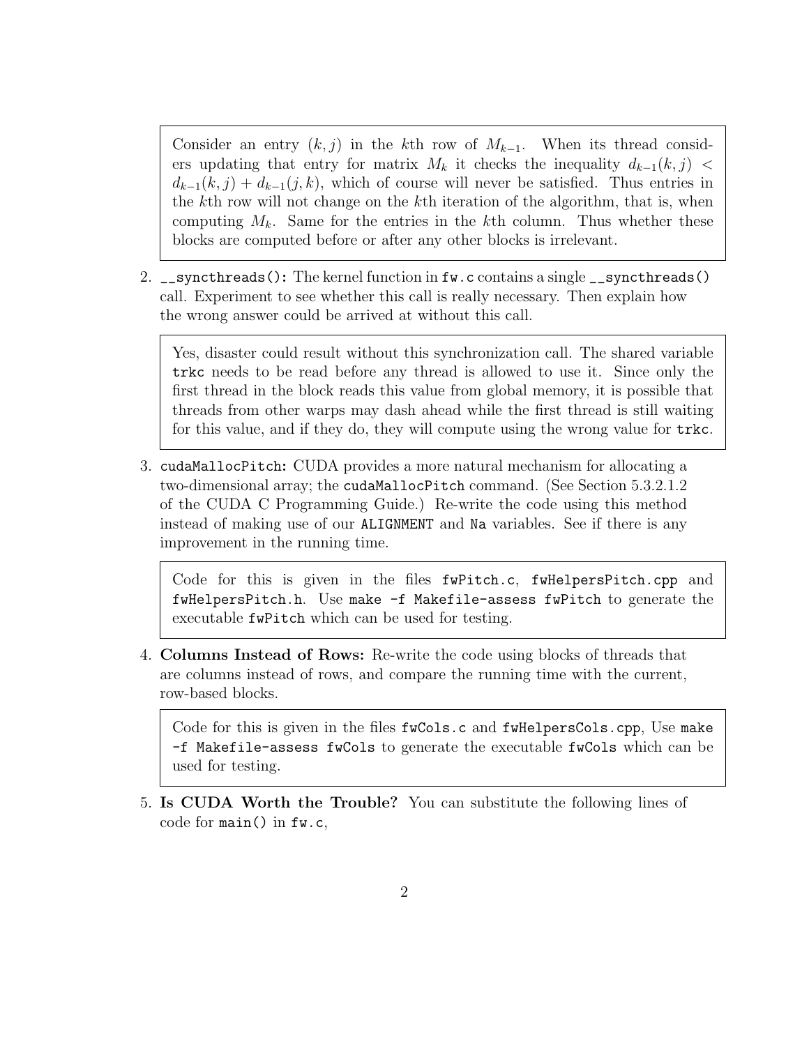> Consider an entry $(k, j)$ in the $k$th row of $M_{k-1}$. When its thread considers updating that entry for matrix $M_k$ it checks the inequality $d_{k-1}(k, j) < d_{k-1}(k, j) + d_{k-1}(j, k)$, which of course will never be satisfied. Thus entries in the $k$th row will not change on the $k$th iteration of the algorithm, that is, when computing $M_k$. Same for the entries in the $k$th column. Thus whether these blocks are computed before or after any other blocks is irrelevant.

2. `__syncthreads()`: The kernel function in `fw.c` contains a single `__syncthreads()` call. Experiment to see whether this call is really necessary. Then explain how the wrong answer could be arrived at without this call.

> Yes, disaster could result without this synchronization call. The shared variable `trkc` needs to be read before any thread is allowed to use it. Since only the first thread in the block reads this value from global memory, it is possible that threads from other warps may dash ahead while the first thread is still waiting for this value, and if they do, they will compute using the wrong value for `trkc`.

3. `cudaMallocPitch`: CUDA provides a more natural mechanism for allocating a two-dimensional array; the `cudaMallocPitch` command. (See Section 5.3.2.1.2 of the CUDA C Programming Guide.) Re-write the code using this method instead of making use of our `ALIGNMENT` and `Na` variables. See if there is any improvement in the running time.

> Code for this is given in the files `fwPitch.c`, `fwHelpersPitch.cpp` and `fwHelpersPitch.h`. Use `make -f Makefile-assess fwPitch` to generate the executable `fwPitch` which can be used for testing.

4. **Columns Instead of Rows:** Re-write the code using blocks of threads that are columns instead of rows, and compare the running time with the current, row-based blocks.

> Code for this is given in the files `fwCols.c` and `fwHelpersCols.cpp`, Use `make -f Makefile-assess fwCols` to generate the executable `fwCols` which can be used for testing.

5. **Is CUDA Worth the Trouble?** You can substitute the following lines of code for `main()` in `fw.c`,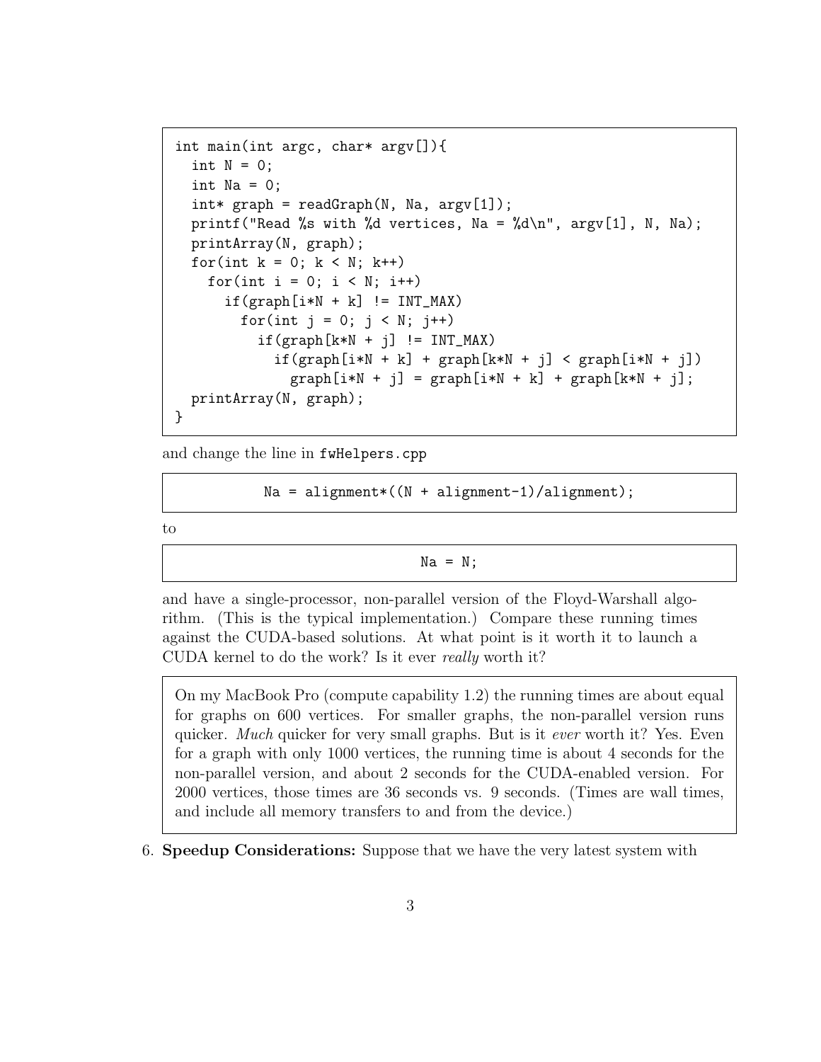```
int main(int argc, char* argv[]){
  int N = 0;
  int Na = 0;
  int* graph = readGraph(N, Na, argv[1]);
  printf("Read %s with %d vertices, Na = %d\n", argv[1], N, Na);
  printArray(N, graph);
  for(int k = 0; k < N; k++)
    for(int i = 0; i < N; i++)
      if(graph[i*N + k] != INT_MAX)
        for(int j = 0; j < N; j++)
          if(graph[k*N + j] != INT_MAX)
            if(graph[i*N + k] + graph[k*N + j] < graph[i*N + j])
              graph[i*N + j] = graph[i*N + k] + graph[k*N + j];
  printArray(N, graph);
}
```

and change the line in `fwHelpers.cpp`

```
Na = alignment*((N + alignment-1)/alignment);
```

to

```
Na = N;
```

and have a single-processor, non-parallel version of the Floyd-Warshall algorithm. (This is the typical implementation.) Compare these running times against the CUDA-based solutions. At what point is it worth it to launch a CUDA kernel to do the work? Is it ever *really* worth it?

> On my MacBook Pro (compute capability 1.2) the running times are about equal for graphs on 600 vertices. For smaller graphs, the non-parallel version runs quicker. *Much* quicker for very small graphs. But is it *ever* worth it? Yes. Even for a graph with only 1000 vertices, the running time is about 4 seconds for the non-parallel version, and about 2 seconds for the CUDA-enabled version. For 2000 vertices, those times are 36 seconds vs. 9 seconds. (Times are wall times, and include all memory transfers to and from the device.)

6. **Speedup Considerations:** Suppose that we have the very latest system with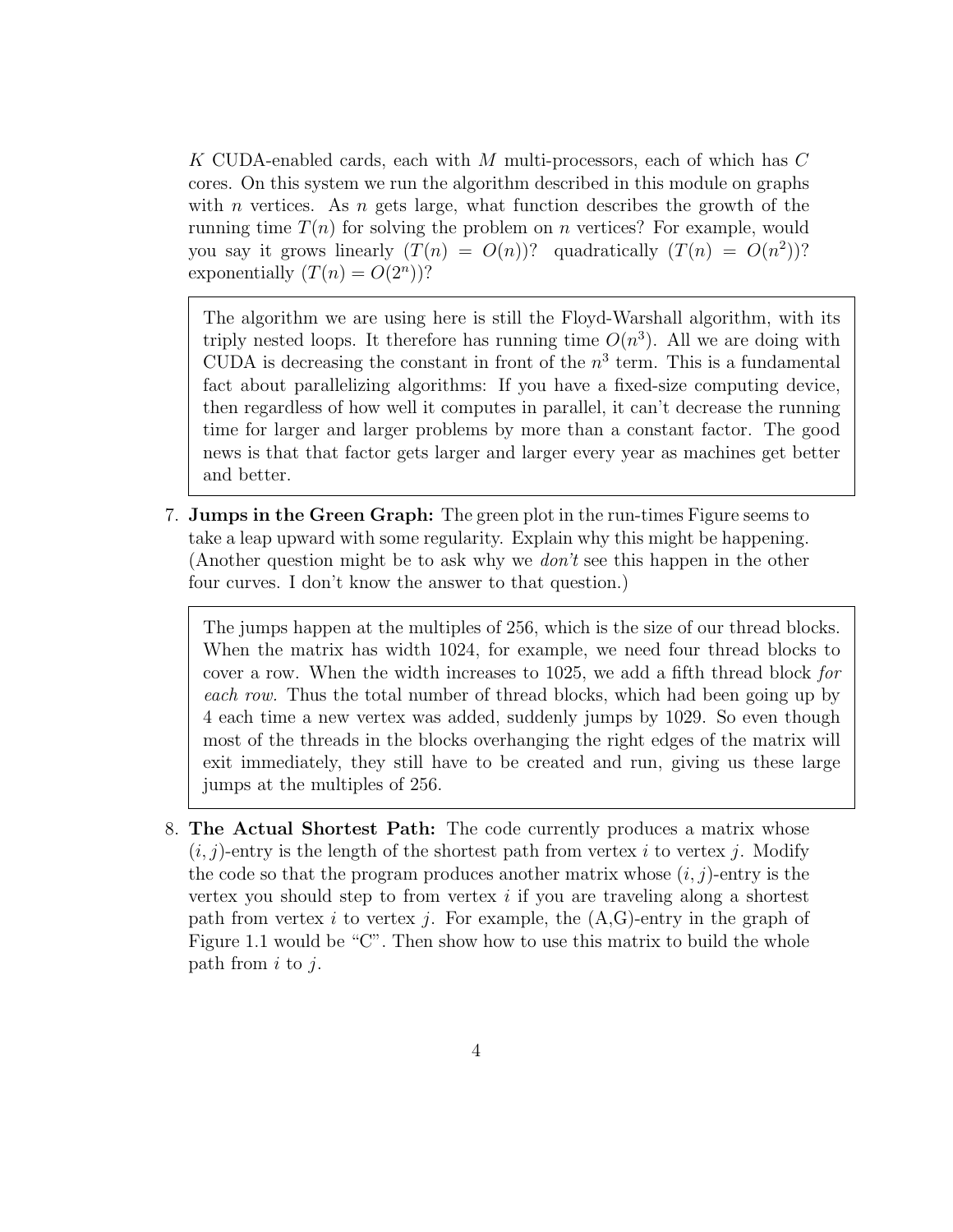$K$ CUDA-enabled cards, each with $M$ multi-processors, each of which has $C$ cores. On this system we run the algorithm described in this module on graphs with $n$ vertices. As $n$ gets large, what function describes the growth of the running time $T(n)$ for solving the problem on $n$ vertices? For example, would you say it grows linearly ($T(n) = O(n)$)? quadratically ($T(n) = O(n^2)$)? exponentially ($T(n) = O(2^n)$)?

> The algorithm we are using here is still the Floyd-Warshall algorithm, with its triply nested loops. It therefore has running time $O(n^3)$. All we are doing with CUDA is decreasing the constant in front of the $n^3$ term. This is a fundamental fact about parallelizing algorithms: If you have a fixed-size computing device, then regardless of how well it computes in parallel, it can't decrease the running time for larger and larger problems by more than a constant factor. The good news is that that factor gets larger and larger every year as machines get better and better.

7. **Jumps in the Green Graph:** The green plot in the run-times Figure seems to take a leap upward with some regularity. Explain why this might be happening. (Another question might be to ask why we *don't* see this happen in the other four curves. I don't know the answer to that question.)

> The jumps happen at the multiples of 256, which is the size of our thread blocks. When the matrix has width 1024, for example, we need four thread blocks to cover a row. When the width increases to 1025, we add a fifth thread block *for each row.* Thus the total number of thread blocks, which had been going up by 4 each time a new vertex was added, suddenly jumps by 1029. So even though most of the threads in the blocks overhanging the right edges of the matrix will exit immediately, they still have to be created and run, giving us these large jumps at the multiples of 256.

8. **The Actual Shortest Path:** The code currently produces a matrix whose $(i, j)$-entry is the length of the shortest path from vertex $i$ to vertex $j$. Modify the code so that the program produces another matrix whose $(i, j)$-entry is the vertex you should step to from vertex $i$ if you are traveling along a shortest path from vertex $i$ to vertex $j$. For example, the (A,G)-entry in the graph of Figure 1.1 would be "C". Then show how to use this matrix to build the whole path from $i$ to $j$.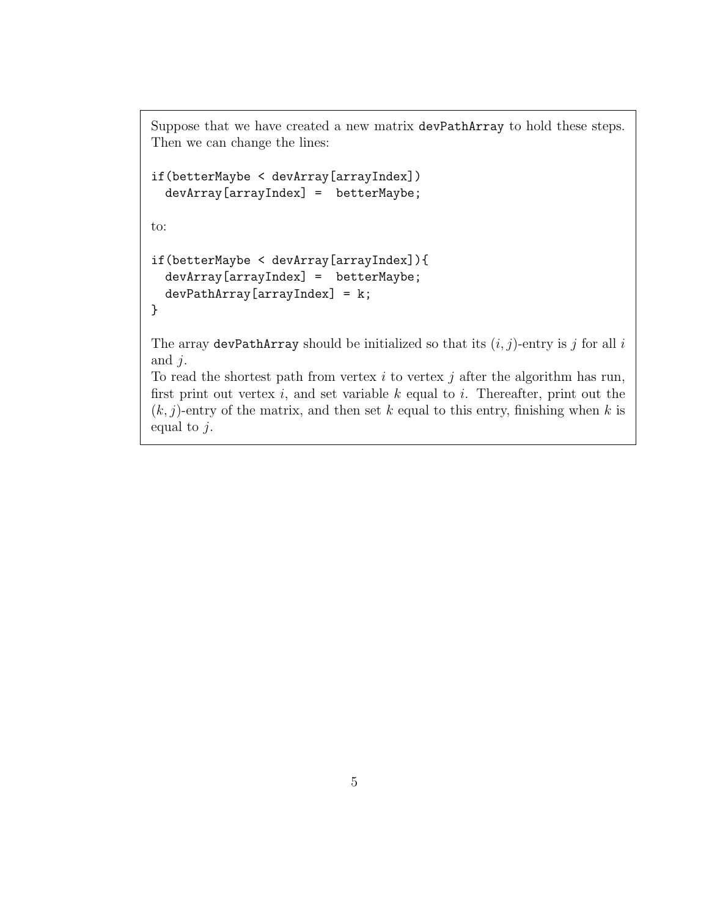Suppose that we have created a new matrix devPathArray to hold these steps. Then we can change the lines:

```
if(betterMaybe < devArray[arrayIndex])
  devArray[arrayIndex] =  betterMaybe;
```

to:

```
if(betterMaybe < devArray[arrayIndex]){
  devArray[arrayIndex] =  betterMaybe;
  devPathArray[arrayIndex] = k;
}
```

The array devPathArray should be initialized so that its $(i, j)$-entry is $j$ for all $i$ and $j$.
To read the shortest path from vertex $i$ to vertex $j$ after the algorithm has run, first print out vertex $i$, and set variable $k$ equal to $i$. Thereafter, print out the $(k, j)$-entry of the matrix, and then set $k$ equal to this entry, finishing when $k$ is equal to $j$.